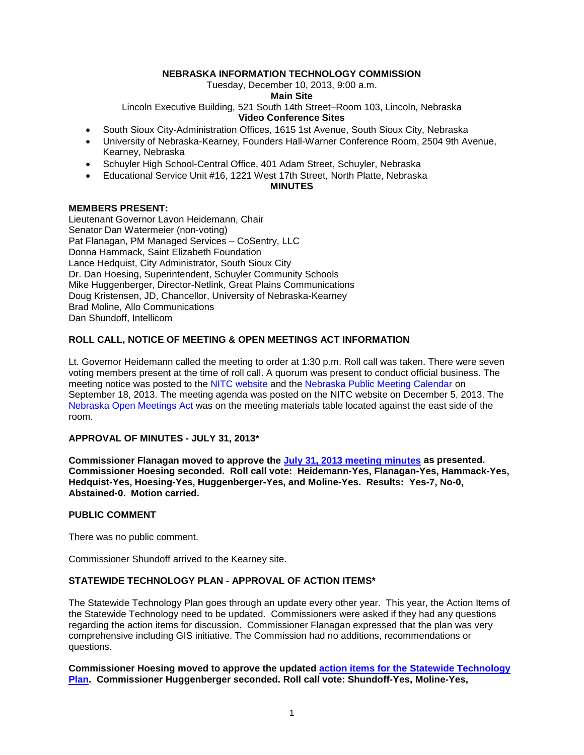**NEBRASKA INFORMATION TECHNOLOGY COMMISSION**

Tuesday, December 10, 2013, 9:00 a.m.

**Main Site**

Lincoln Executive Building, 521 South 14th Street–Room 103, Lincoln, Nebraska

**Video Conference Sites**

- South Sioux City-Administration Offices, 1615 1st Avenue, South Sioux City, Nebraska
- University of Nebraska-Kearney, Founders Hall-Warner Conference Room, 2504 9th Avenue, Kearney, Nebraska
- Schuyler High School-Central Office, 401 Adam Street, Schuyler, Nebraska
- Educational Service Unit #16, 1221 West 17th Street, North Platte, Nebraska

**MINUTES**

**MEMBERS PRESENT:**

Lieutenant Governor Lavon Heidemann, Chair
Senator Dan Watermeier (non-voting)
Pat Flanagan, PM Managed Services – CoSentry, LLC
Donna Hammack, Saint Elizabeth Foundation
Lance Hedquist, City Administrator, South Sioux City
Dr. Dan Hoesing, Superintendent, Schuyler Community Schools
Mike Huggenberger, Director-Netlink, Great Plains Communications
Doug Kristensen, JD, Chancellor, University of Nebraska-Kearney
Brad Moline, Allo Communications
Dan Shundoff, Intellicom

**ROLL CALL, NOTICE OF MEETING & OPEN MEETINGS ACT INFORMATION**

Lt. Governor Heidemann called the meeting to order at 1:30 p.m. Roll call was taken. There were seven voting members present at the time of roll call. A quorum was present to conduct official business. The meeting notice was posted to the NITC website and the Nebraska Public Meeting Calendar on September 18, 2013. The meeting agenda was posted on the NITC website on December 5, 2013. The Nebraska Open Meetings Act was on the meeting materials table located against the east side of the room.

**APPROVAL OF MINUTES - JULY 31, 2013***

**Commissioner Flanagan moved to approve the July 31, 2013 meeting minutes as presented. Commissioner Hoesing seconded. Roll call vote: Heidemann-Yes, Flanagan-Yes, Hammack-Yes, Hedquist-Yes, Hoesing-Yes, Huggenberger-Yes, and Moline-Yes. Results: Yes-7, No-0, Abstained-0. Motion carried.**

**PUBLIC COMMENT**

There was no public comment.

Commissioner Shundoff arrived to the Kearney site.

**STATEWIDE TECHNOLOGY PLAN - APPROVAL OF ACTION ITEMS***

The Statewide Technology Plan goes through an update every other year. This year, the Action Items of the Statewide Technology need to be updated. Commissioners were asked if they had any questions regarding the action items for discussion. Commissioner Flanagan expressed that the plan was very comprehensive including GIS initiative. The Commission had no additions, recommendations or questions.

**Commissioner Hoesing moved to approve the updated action items for the Statewide Technology Plan. Commissioner Huggenberger seconded. Roll call vote: Shundoff-Yes, Moline-Yes,**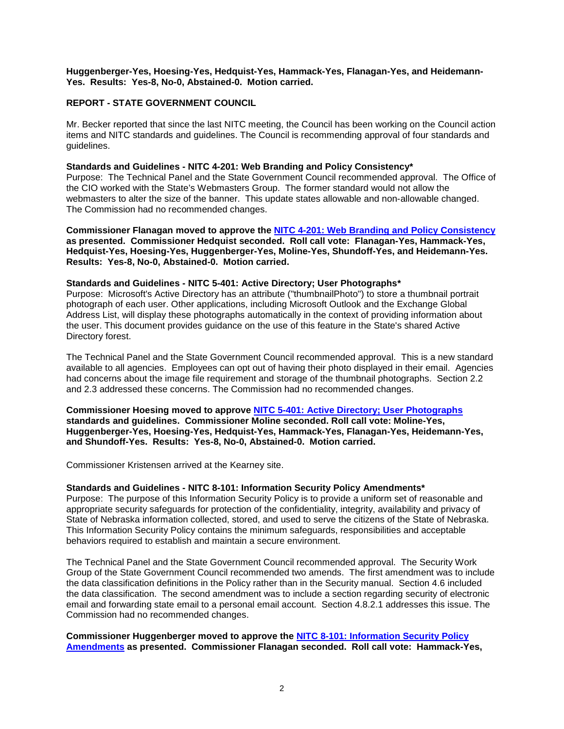**Huggenberger-Yes, Hoesing-Yes, Hedquist-Yes, Hammack-Yes, Flanagan-Yes, and Heidemann-Yes. Results: Yes-8, No-0, Abstained-0. Motion carried.**

## REPORT - STATE GOVERNMENT COUNCIL

Mr. Becker reported that since the last NITC meeting, the Council has been working on the Council action items and NITC standards and guidelines. The Council is recommending approval of four standards and guidelines.

**Standards and Guidelines - NITC 4-201: Web Branding and Policy Consistency***

Purpose: The Technical Panel and the State Government Council recommended approval. The Office of the CIO worked with the State's Webmasters Group. The former standard would not allow the webmasters to alter the size of the banner. This update states allowable and non-allowable changed. The Commission had no recommended changes.

**Commissioner Flanagan moved to approve the NITC 4-201: Web Branding and Policy Consistency as presented. Commissioner Hedquist seconded. Roll call vote: Flanagan-Yes, Hammack-Yes, Hedquist-Yes, Hoesing-Yes, Huggenberger-Yes, Moline-Yes, Shundoff-Yes, and Heidemann-Yes. Results: Yes-8, No-0, Abstained-0. Motion carried.**

**Standards and Guidelines - NITC 5-401: Active Directory; User Photographs***

Purpose: Microsoft's Active Directory has an attribute ("thumbnailPhoto") to store a thumbnail portrait photograph of each user. Other applications, including Microsoft Outlook and the Exchange Global Address List, will display these photographs automatically in the context of providing information about the user. This document provides guidance on the use of this feature in the State's shared Active Directory forest.

The Technical Panel and the State Government Council recommended approval. This is a new standard available to all agencies. Employees can opt out of having their photo displayed in their email. Agencies had concerns about the image file requirement and storage of the thumbnail photographs. Section 2.2 and 2.3 addressed these concerns. The Commission had no recommended changes.

**Commissioner Hoesing moved to approve NITC 5-401: Active Directory; User Photographs standards and guidelines. Commissioner Moline seconded. Roll call vote: Moline-Yes, Huggenberger-Yes, Hoesing-Yes, Hedquist-Yes, Hammack-Yes, Flanagan-Yes, Heidemann-Yes, and Shundoff-Yes. Results: Yes-8, No-0, Abstained-0. Motion carried.**

Commissioner Kristensen arrived at the Kearney site.

**Standards and Guidelines - NITC 8-101: Information Security Policy Amendments***

Purpose: The purpose of this Information Security Policy is to provide a uniform set of reasonable and appropriate security safeguards for protection of the confidentiality, integrity, availability and privacy of State of Nebraska information collected, stored, and used to serve the citizens of the State of Nebraska. This Information Security Policy contains the minimum safeguards, responsibilities and acceptable behaviors required to establish and maintain a secure environment.

The Technical Panel and the State Government Council recommended approval. The Security Work Group of the State Government Council recommended two amends. The first amendment was to include the data classification definitions in the Policy rather than in the Security manual. Section 4.6 included the data classification. The second amendment was to include a section regarding security of electronic email and forwarding state email to a personal email account. Section 4.8.2.1 addresses this issue. The Commission had no recommended changes.

**Commissioner Huggenberger moved to approve the NITC 8-101: Information Security Policy Amendments as presented. Commissioner Flanagan seconded. Roll call vote: Hammack-Yes,**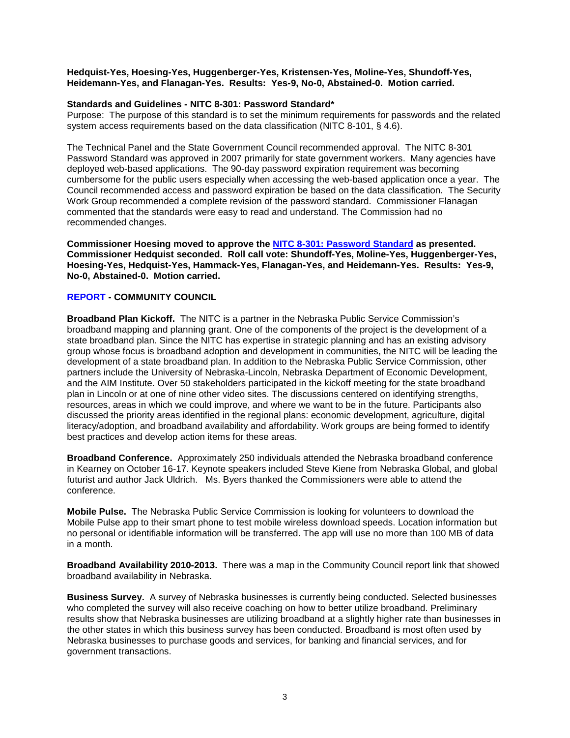**Hedquist-Yes, Hoesing-Yes, Huggenberger-Yes, Kristensen-Yes, Moline-Yes, Shundoff-Yes, Heidemann-Yes, and Flanagan-Yes. Results: Yes-9, No-0, Abstained-0. Motion carried.**

**Standards and Guidelines - NITC 8-301: Password Standard***

Purpose: The purpose of this standard is to set the minimum requirements for passwords and the related system access requirements based on the data classification (NITC 8-101, § 4.6).

The Technical Panel and the State Government Council recommended approval. The NITC 8-301 Password Standard was approved in 2007 primarily for state government workers. Many agencies have deployed web-based applications. The 90-day password expiration requirement was becoming cumbersome for the public users especially when accessing the web-based application once a year. The Council recommended access and password expiration be based on the data classification. The Security Work Group recommended a complete revision of the password standard. Commissioner Flanagan commented that the standards were easy to read and understand. The Commission had no recommended changes.

**Commissioner Hoesing moved to approve the NITC 8-301: Password Standard as presented. Commissioner Hedquist seconded. Roll call vote: Shundoff-Yes, Moline-Yes, Huggenberger-Yes, Hoesing-Yes, Hedquist-Yes, Hammack-Yes, Flanagan-Yes, and Heidemann-Yes. Results: Yes-9, No-0, Abstained-0. Motion carried.**

## REPORT - COMMUNITY COUNCIL

**Broadband Plan Kickoff.** The NITC is a partner in the Nebraska Public Service Commission's broadband mapping and planning grant. One of the components of the project is the development of a state broadband plan. Since the NITC has expertise in strategic planning and has an existing advisory group whose focus is broadband adoption and development in communities, the NITC will be leading the development of a state broadband plan. In addition to the Nebraska Public Service Commission, other partners include the University of Nebraska-Lincoln, Nebraska Department of Economic Development, and the AIM Institute. Over 50 stakeholders participated in the kickoff meeting for the state broadband plan in Lincoln or at one of nine other video sites. The discussions centered on identifying strengths, resources, areas in which we could improve, and where we want to be in the future. Participants also discussed the priority areas identified in the regional plans: economic development, agriculture, digital literacy/adoption, and broadband availability and affordability. Work groups are being formed to identify best practices and develop action items for these areas.

**Broadband Conference.** Approximately 250 individuals attended the Nebraska broadband conference in Kearney on October 16-17. Keynote speakers included Steve Kiene from Nebraska Global, and global futurist and author Jack Uldrich. Ms. Byers thanked the Commissioners were able to attend the conference.

**Mobile Pulse.** The Nebraska Public Service Commission is looking for volunteers to download the Mobile Pulse app to their smart phone to test mobile wireless download speeds. Location information but no personal or identifiable information will be transferred. The app will use no more than 100 MB of data in a month.

**Broadband Availability 2010-2013.** There was a map in the Community Council report link that showed broadband availability in Nebraska.

**Business Survey.** A survey of Nebraska businesses is currently being conducted. Selected businesses who completed the survey will also receive coaching on how to better utilize broadband. Preliminary results show that Nebraska businesses are utilizing broadband at a slightly higher rate than businesses in the other states in which this business survey has been conducted. Broadband is most often used by Nebraska businesses to purchase goods and services, for banking and financial services, and for government transactions.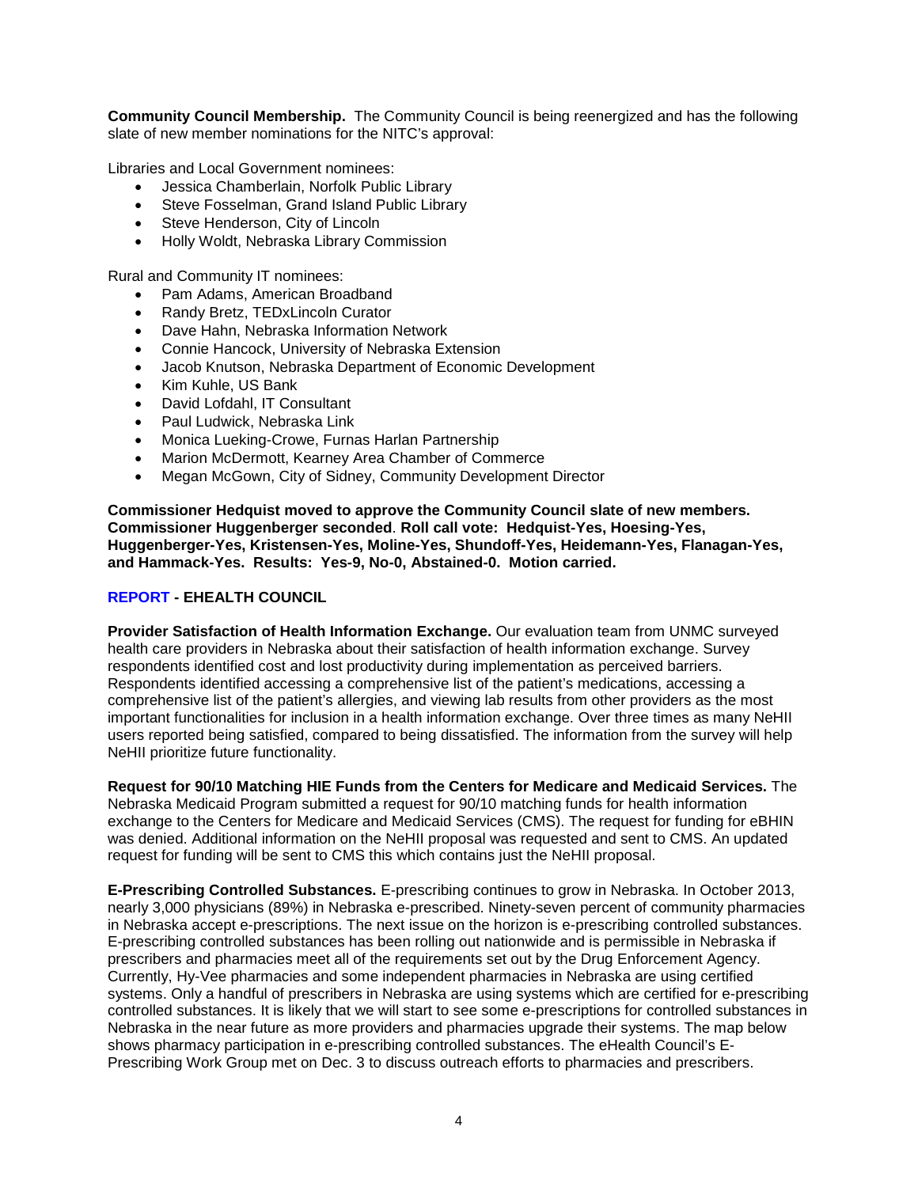**Community Council Membership.** The Community Council is being reenergized and has the following slate of new member nominations for the NITC's approval:

Libraries and Local Government nominees:

- Jessica Chamberlain, Norfolk Public Library
- Steve Fosselman, Grand Island Public Library
- Steve Henderson, City of Lincoln
- Holly Woldt, Nebraska Library Commission

Rural and Community IT nominees:

- Pam Adams, American Broadband
- Randy Bretz, TEDxLincoln Curator
- Dave Hahn, Nebraska Information Network
- Connie Hancock, University of Nebraska Extension
- Jacob Knutson, Nebraska Department of Economic Development
- Kim Kuhle, US Bank
- David Lofdahl, IT Consultant
- Paul Ludwick, Nebraska Link
- Monica Lueking-Crowe, Furnas Harlan Partnership
- Marion McDermott, Kearney Area Chamber of Commerce
- Megan McGown, City of Sidney, Community Development Director

**Commissioner Hedquist moved to approve the Community Council slate of new members. Commissioner Huggenberger seconded. Roll call vote: Hedquist-Yes, Hoesing-Yes, Huggenberger-Yes, Kristensen-Yes, Moline-Yes, Shundoff-Yes, Heidemann-Yes, Flanagan-Yes, and Hammack-Yes. Results: Yes-9, No-0, Abstained-0. Motion carried.**

## REPORT - EHEALTH COUNCIL

**Provider Satisfaction of Health Information Exchange.** Our evaluation team from UNMC surveyed health care providers in Nebraska about their satisfaction of health information exchange. Survey respondents identified cost and lost productivity during implementation as perceived barriers. Respondents identified accessing a comprehensive list of the patient's medications, accessing a comprehensive list of the patient's allergies, and viewing lab results from other providers as the most important functionalities for inclusion in a health information exchange. Over three times as many NeHII users reported being satisfied, compared to being dissatisfied. The information from the survey will help NeHII prioritize future functionality.

**Request for 90/10 Matching HIE Funds from the Centers for Medicare and Medicaid Services.** The Nebraska Medicaid Program submitted a request for 90/10 matching funds for health information exchange to the Centers for Medicare and Medicaid Services (CMS). The request for funding for eBHIN was denied. Additional information on the NeHII proposal was requested and sent to CMS. An updated request for funding will be sent to CMS this which contains just the NeHII proposal.

**E-Prescribing Controlled Substances.** E-prescribing continues to grow in Nebraska. In October 2013, nearly 3,000 physicians (89%) in Nebraska e-prescribed. Ninety-seven percent of community pharmacies in Nebraska accept e-prescriptions. The next issue on the horizon is e-prescribing controlled substances. E-prescribing controlled substances has been rolling out nationwide and is permissible in Nebraska if prescribers and pharmacies meet all of the requirements set out by the Drug Enforcement Agency. Currently, Hy-Vee pharmacies and some independent pharmacies in Nebraska are using certified systems. Only a handful of prescribers in Nebraska are using systems which are certified for e-prescribing controlled substances. It is likely that we will start to see some e-prescriptions for controlled substances in Nebraska in the near future as more providers and pharmacies upgrade their systems. The map below shows pharmacy participation in e-prescribing controlled substances. The eHealth Council's E-Prescribing Work Group met on Dec. 3 to discuss outreach efforts to pharmacies and prescribers.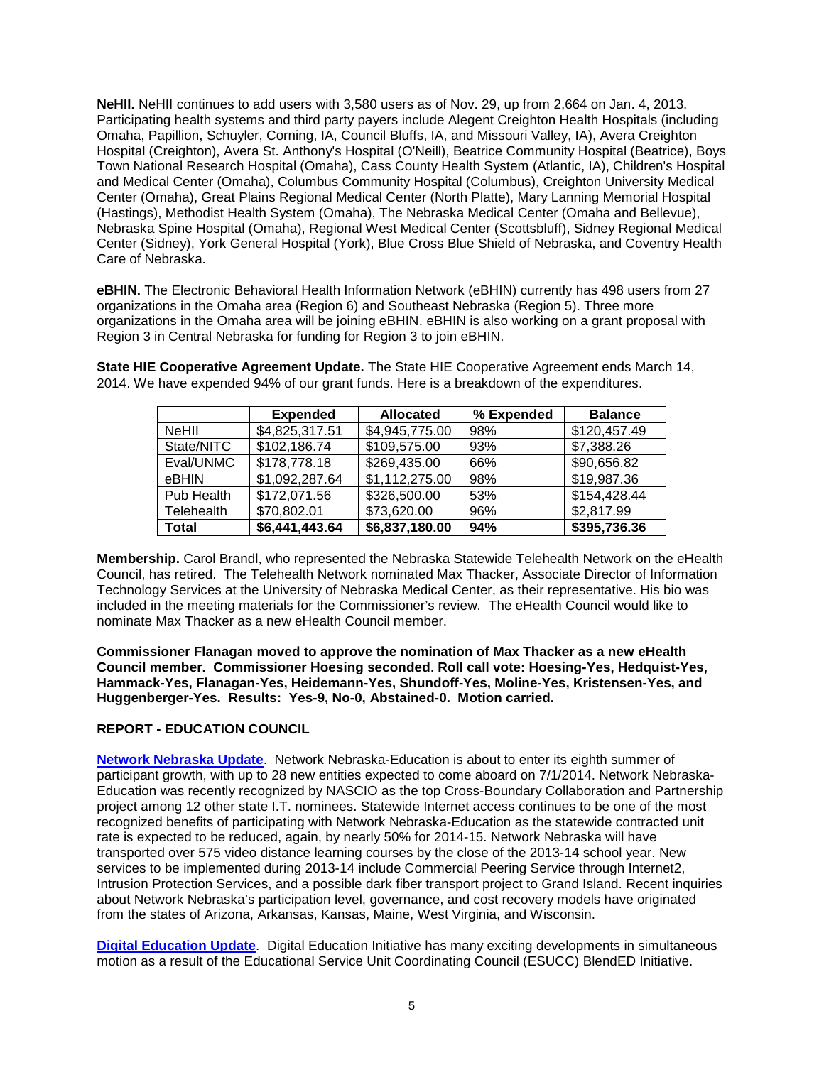**NeHII.** NeHII continues to add users with 3,580 users as of Nov. 29, up from 2,664 on Jan. 4, 2013. Participating health systems and third party payers include Alegent Creighton Health Hospitals (including Omaha, Papillion, Schuyler, Corning, IA, Council Bluffs, IA, and Missouri Valley, IA), Avera Creighton Hospital (Creighton), Avera St. Anthony's Hospital (O'Neill), Beatrice Community Hospital (Beatrice), Boys Town National Research Hospital (Omaha), Cass County Health System (Atlantic, IA), Children's Hospital and Medical Center (Omaha), Columbus Community Hospital (Columbus), Creighton University Medical Center (Omaha), Great Plains Regional Medical Center (North Platte), Mary Lanning Memorial Hospital (Hastings), Methodist Health System (Omaha), The Nebraska Medical Center (Omaha and Bellevue), Nebraska Spine Hospital (Omaha), Regional West Medical Center (Scottsbluff), Sidney Regional Medical Center (Sidney), York General Hospital (York), Blue Cross Blue Shield of Nebraska, and Coventry Health Care of Nebraska.

**eBHIN.** The Electronic Behavioral Health Information Network (eBHIN) currently has 498 users from 27 organizations in the Omaha area (Region 6) and Southeast Nebraska (Region 5). Three more organizations in the Omaha area will be joining eBHIN. eBHIN is also working on a grant proposal with Region 3 in Central Nebraska for funding for Region 3 to join eBHIN.

**State HIE Cooperative Agreement Update.** The State HIE Cooperative Agreement ends March 14, 2014. We have expended 94% of our grant funds. Here is a breakdown of the expenditures.

| | Expended | Allocated | % Expended | Balance |
|---|---|---|---|---|
| NeHII | $4,825,317.51 | $4,945,775.00 | 98% | $120,457.49 |
| State/NITC | $102,186.74 | $109,575.00 | 93% | $7,388.26 |
| Eval/UNMC | $178,778.18 | $269,435.00 | 66% | $90,656.82 |
| eBHIN | $1,092,287.64 | $1,112,275.00 | 98% | $19,987.36 |
| Pub Health | $172,071.56 | $326,500.00 | 53% | $154,428.44 |
| Telehealth | $70,802.01 | $73,620.00 | 96% | $2,817.99 |
| **Total** | **$6,441,443.64** | **$6,837,180.00** | **94%** | **$395,736.36** |

**Membership.** Carol Brandl, who represented the Nebraska Statewide Telehealth Network on the eHealth Council, has retired. The Telehealth Network nominated Max Thacker, Associate Director of Information Technology Services at the University of Nebraska Medical Center, as their representative. His bio was included in the meeting materials for the Commissioner's review. The eHealth Council would like to nominate Max Thacker as a new eHealth Council member.

**Commissioner Flanagan moved to approve the nomination of Max Thacker as a new eHealth Council member. Commissioner Hoesing seconded**. **Roll call vote: Hoesing-Yes, Hedquist-Yes, Hammack-Yes, Flanagan-Yes, Heidemann-Yes, Shundoff-Yes, Moline-Yes, Kristensen-Yes, and Huggenberger-Yes. Results: Yes-9, No-0, Abstained-0. Motion carried.**

## REPORT - EDUCATION COUNCIL

**Network Nebraska Update**. Network Nebraska-Education is about to enter its eighth summer of participant growth, with up to 28 new entities expected to come aboard on 7/1/2014. Network Nebraska-Education was recently recognized by NASCIO as the top Cross-Boundary Collaboration and Partnership project among 12 other state I.T. nominees. Statewide Internet access continues to be one of the most recognized benefits of participating with Network Nebraska-Education as the statewide contracted unit rate is expected to be reduced, again, by nearly 50% for 2014-15. Network Nebraska will have transported over 575 video distance learning courses by the close of the 2013-14 school year. New services to be implemented during 2013-14 include Commercial Peering Service through Internet2, Intrusion Protection Services, and a possible dark fiber transport project to Grand Island. Recent inquiries about Network Nebraska's participation level, governance, and cost recovery models have originated from the states of Arizona, Arkansas, Kansas, Maine, West Virginia, and Wisconsin.

**Digital Education Update**. Digital Education Initiative has many exciting developments in simultaneous motion as a result of the Educational Service Unit Coordinating Council (ESUCC) BlendED Initiative.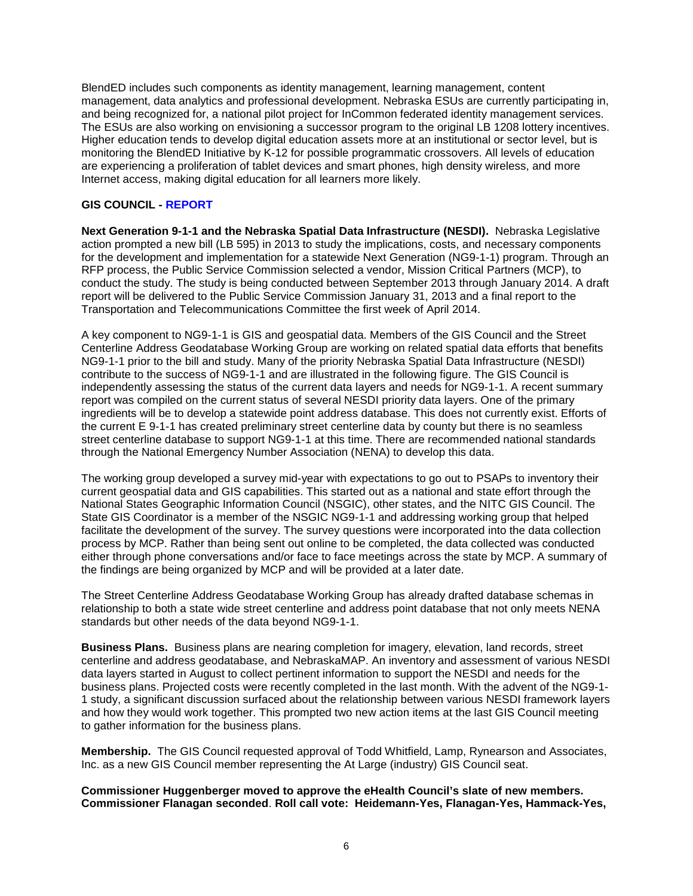BlendED includes such components as identity management, learning management, content management, data analytics and professional development. Nebraska ESUs are currently participating in, and being recognized for, a national pilot project for InCommon federated identity management services. The ESUs are also working on envisioning a successor program to the original LB 1208 lottery incentives. Higher education tends to develop digital education assets more at an institutional or sector level, but is monitoring the BlendED Initiative by K-12 for possible programmatic crossovers. All levels of education are experiencing a proliferation of tablet devices and smart phones, high density wireless, and more Internet access, making digital education for all learners more likely.

**GIS COUNCIL - REPORT**

**Next Generation 9-1-1 and the Nebraska Spatial Data Infrastructure (NESDI).** Nebraska Legislative action prompted a new bill (LB 595) in 2013 to study the implications, costs, and necessary components for the development and implementation for a statewide Next Generation (NG9-1-1) program. Through an RFP process, the Public Service Commission selected a vendor, Mission Critical Partners (MCP), to conduct the study. The study is being conducted between September 2013 through January 2014. A draft report will be delivered to the Public Service Commission January 31, 2013 and a final report to the Transportation and Telecommunications Committee the first week of April 2014.

A key component to NG9-1-1 is GIS and geospatial data. Members of the GIS Council and the Street Centerline Address Geodatabase Working Group are working on related spatial data efforts that benefits NG9-1-1 prior to the bill and study. Many of the priority Nebraska Spatial Data Infrastructure (NESDI) contribute to the success of NG9-1-1 and are illustrated in the following figure. The GIS Council is independently assessing the status of the current data layers and needs for NG9-1-1. A recent summary report was compiled on the current status of several NESDI priority data layers. One of the primary ingredients will be to develop a statewide point address database. This does not currently exist. Efforts of the current E 9-1-1 has created preliminary street centerline data by county but there is no seamless street centerline database to support NG9-1-1 at this time. There are recommended national standards through the National Emergency Number Association (NENA) to develop this data.

The working group developed a survey mid-year with expectations to go out to PSAPs to inventory their current geospatial data and GIS capabilities. This started out as a national and state effort through the National States Geographic Information Council (NSGIC), other states, and the NITC GIS Council. The State GIS Coordinator is a member of the NSGIC NG9-1-1 and addressing working group that helped facilitate the development of the survey. The survey questions were incorporated into the data collection process by MCP. Rather than being sent out online to be completed, the data collected was conducted either through phone conversations and/or face to face meetings across the state by MCP. A summary of the findings are being organized by MCP and will be provided at a later date.

The Street Centerline Address Geodatabase Working Group has already drafted database schemas in relationship to both a state wide street centerline and address point database that not only meets NENA standards but other needs of the data beyond NG9-1-1.

**Business Plans.** Business plans are nearing completion for imagery, elevation, land records, street centerline and address geodatabase, and NebraskaMAP. An inventory and assessment of various NESDI data layers started in August to collect pertinent information to support the NESDI and needs for the business plans. Projected costs were recently completed in the last month. With the advent of the NG9-1-1 study, a significant discussion surfaced about the relationship between various NESDI framework layers and how they would work together. This prompted two new action items at the last GIS Council meeting to gather information for the business plans.

**Membership.** The GIS Council requested approval of Todd Whitfield, Lamp, Rynearson and Associates, Inc. as a new GIS Council member representing the At Large (industry) GIS Council seat.

**Commissioner Huggenberger moved to approve the eHealth Council's slate of new members. Commissioner Flanagan seconded**. **Roll call vote: Heidemann-Yes, Flanagan-Yes, Hammack-Yes,**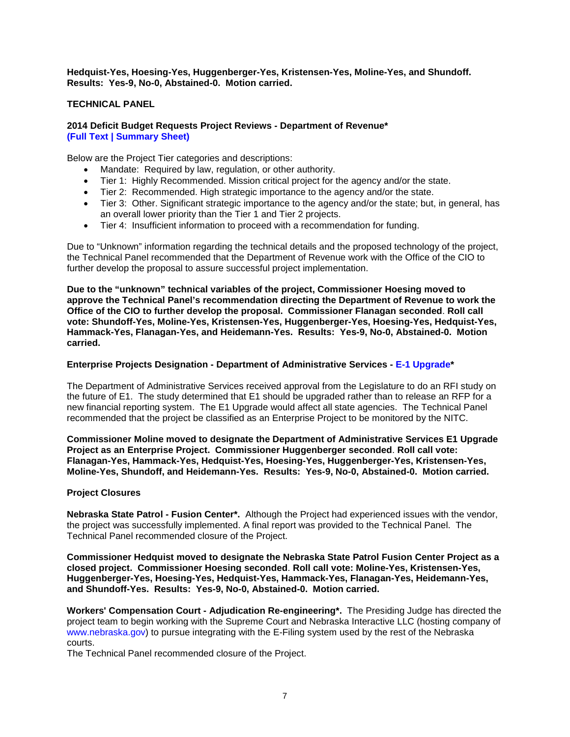**Hedquist-Yes, Hoesing-Yes, Huggenberger-Yes, Kristensen-Yes, Moline-Yes, and Shundoff. Results: Yes-9, No-0, Abstained-0. Motion carried.**

**TECHNICAL PANEL**

**2014 Deficit Budget Requests Project Reviews - Department of Revenue***
**(Full Text | Summary Sheet)**

Below are the Project Tier categories and descriptions:

- Mandate: Required by law, regulation, or other authority.
- Tier 1: Highly Recommended. Mission critical project for the agency and/or the state.
- Tier 2: Recommended. High strategic importance to the agency and/or the state.
- Tier 3: Other. Significant strategic importance to the agency and/or the state; but, in general, has an overall lower priority than the Tier 1 and Tier 2 projects.
- Tier 4: Insufficient information to proceed with a recommendation for funding.

Due to "Unknown" information regarding the technical details and the proposed technology of the project, the Technical Panel recommended that the Department of Revenue work with the Office of the CIO to further develop the proposal to assure successful project implementation.

**Due to the "unknown" technical variables of the project, Commissioner Hoesing moved to approve the Technical Panel's recommendation directing the Department of Revenue to work the Office of the CIO to further develop the proposal. Commissioner Flanagan seconded. Roll call vote: Shundoff-Yes, Moline-Yes, Kristensen-Yes, Huggenberger-Yes, Hoesing-Yes, Hedquist-Yes, Hammack-Yes, Flanagan-Yes, and Heidemann-Yes. Results: Yes-9, No-0, Abstained-0. Motion carried.**

**Enterprise Projects Designation - Department of Administrative Services - E-1 Upgrade***

The Department of Administrative Services received approval from the Legislature to do an RFI study on the future of E1. The study determined that E1 should be upgraded rather than to release an RFP for a new financial reporting system. The E1 Upgrade would affect all state agencies. The Technical Panel recommended that the project be classified as an Enterprise Project to be monitored by the NITC.

**Commissioner Moline moved to designate the Department of Administrative Services E1 Upgrade Project as an Enterprise Project. Commissioner Huggenberger seconded. Roll call vote: Flanagan-Yes, Hammack-Yes, Hedquist-Yes, Hoesing-Yes, Huggenberger-Yes, Kristensen-Yes, Moline-Yes, Shundoff, and Heidemann-Yes. Results: Yes-9, No-0, Abstained-0. Motion carried.**

**Project Closures**

**Nebraska State Patrol - Fusion Center*.** Although the Project had experienced issues with the vendor, the project was successfully implemented. A final report was provided to the Technical Panel. The Technical Panel recommended closure of the Project.

**Commissioner Hedquist moved to designate the Nebraska State Patrol Fusion Center Project as a closed project. Commissioner Hoesing seconded. Roll call vote: Moline-Yes, Kristensen-Yes, Huggenberger-Yes, Hoesing-Yes, Hedquist-Yes, Hammack-Yes, Flanagan-Yes, Heidemann-Yes, and Shundoff-Yes. Results: Yes-9, No-0, Abstained-0. Motion carried.**

**Workers' Compensation Court - Adjudication Re-engineering*.** The Presiding Judge has directed the project team to begin working with the Supreme Court and Nebraska Interactive LLC (hosting company of www.nebraska.gov) to pursue integrating with the E-Filing system used by the rest of the Nebraska courts.
The Technical Panel recommended closure of the Project.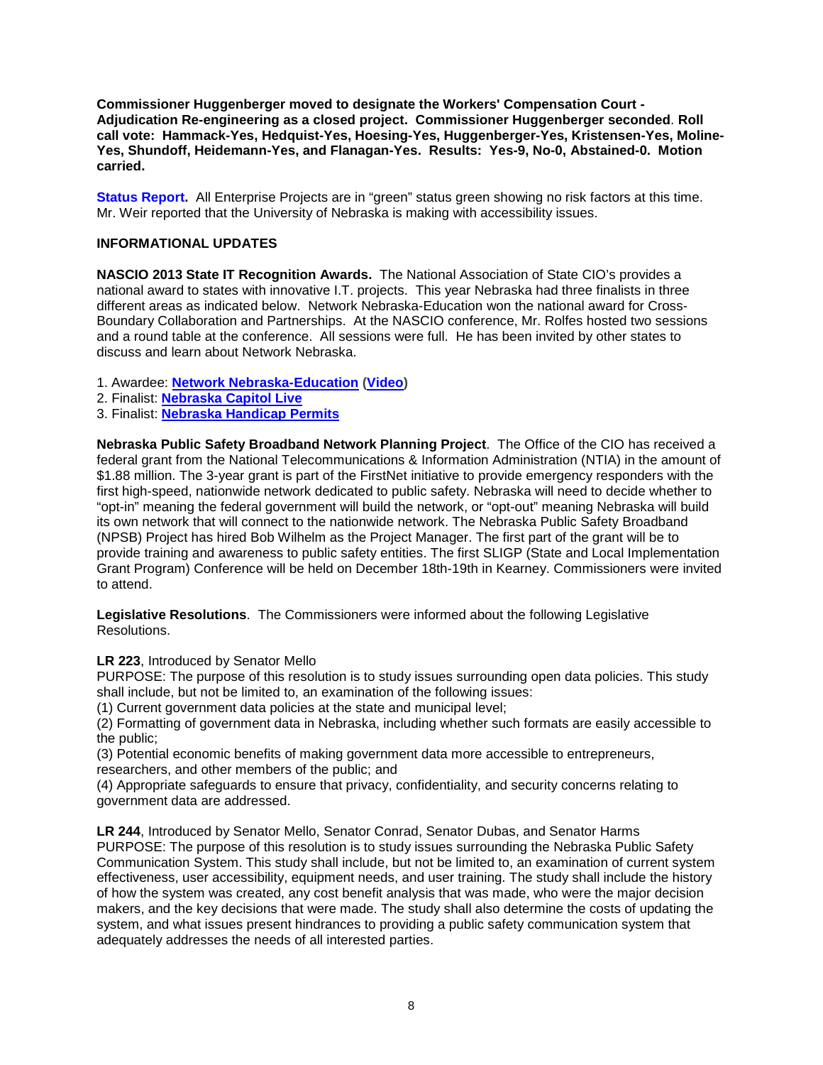**Commissioner Huggenberger moved to designate the Workers' Compensation Court - Adjudication Re-engineering as a closed project. Commissioner Huggenberger seconded**. **Roll call vote: Hammack-Yes, Hedquist-Yes, Hoesing-Yes, Huggenberger-Yes, Kristensen-Yes, Moline-Yes, Shundoff, Heidemann-Yes, and Flanagan-Yes. Results: Yes-9, No-0, Abstained-0. Motion carried.**

**Status Report.** All Enterprise Projects are in "green" status green showing no risk factors at this time. Mr. Weir reported that the University of Nebraska is making with accessibility issues.

**INFORMATIONAL UPDATES**

**NASCIO 2013 State IT Recognition Awards.** The National Association of State CIO's provides a national award to states with innovative I.T. projects. This year Nebraska had three finalists in three different areas as indicated below. Network Nebraska-Education won the national award for Cross-Boundary Collaboration and Partnerships. At the NASCIO conference, Mr. Rolfes hosted two sessions and a round table at the conference. All sessions were full. He has been invited by other states to discuss and learn about Network Nebraska.

1. Awardee: **Network Nebraska-Education** (**Video**)
2. Finalist: **Nebraska Capitol Live**
3. Finalist: **Nebraska Handicap Permits**

**Nebraska Public Safety Broadband Network Planning Project**. The Office of the CIO has received a federal grant from the National Telecommunications & Information Administration (NTIA) in the amount of $1.88 million. The 3-year grant is part of the FirstNet initiative to provide emergency responders with the first high-speed, nationwide network dedicated to public safety. Nebraska will need to decide whether to "opt-in" meaning the federal government will build the network, or "opt-out" meaning Nebraska will build its own network that will connect to the nationwide network. The Nebraska Public Safety Broadband (NPSB) Project has hired Bob Wilhelm as the Project Manager. The first part of the grant will be to provide training and awareness to public safety entities. The first SLIGP (State and Local Implementation Grant Program) Conference will be held on December 18th-19th in Kearney. Commissioners were invited to attend.

**Legislative Resolutions**. The Commissioners were informed about the following Legislative Resolutions.

**LR 223**, Introduced by Senator Mello
PURPOSE: The purpose of this resolution is to study issues surrounding open data policies. This study shall include, but not be limited to, an examination of the following issues:
(1) Current government data policies at the state and municipal level;
(2) Formatting of government data in Nebraska, including whether such formats are easily accessible to the public;
(3) Potential economic benefits of making government data more accessible to entrepreneurs, researchers, and other members of the public; and
(4) Appropriate safeguards to ensure that privacy, confidentiality, and security concerns relating to government data are addressed.

**LR 244**, Introduced by Senator Mello, Senator Conrad, Senator Dubas, and Senator Harms
PURPOSE: The purpose of this resolution is to study issues surrounding the Nebraska Public Safety Communication System. This study shall include, but not be limited to, an examination of current system effectiveness, user accessibility, equipment needs, and user training. The study shall include the history of how the system was created, any cost benefit analysis that was made, who were the major decision makers, and the key decisions that were made. The study shall also determine the costs of updating the system, and what issues present hindrances to providing a public safety communication system that adequately addresses the needs of all interested parties.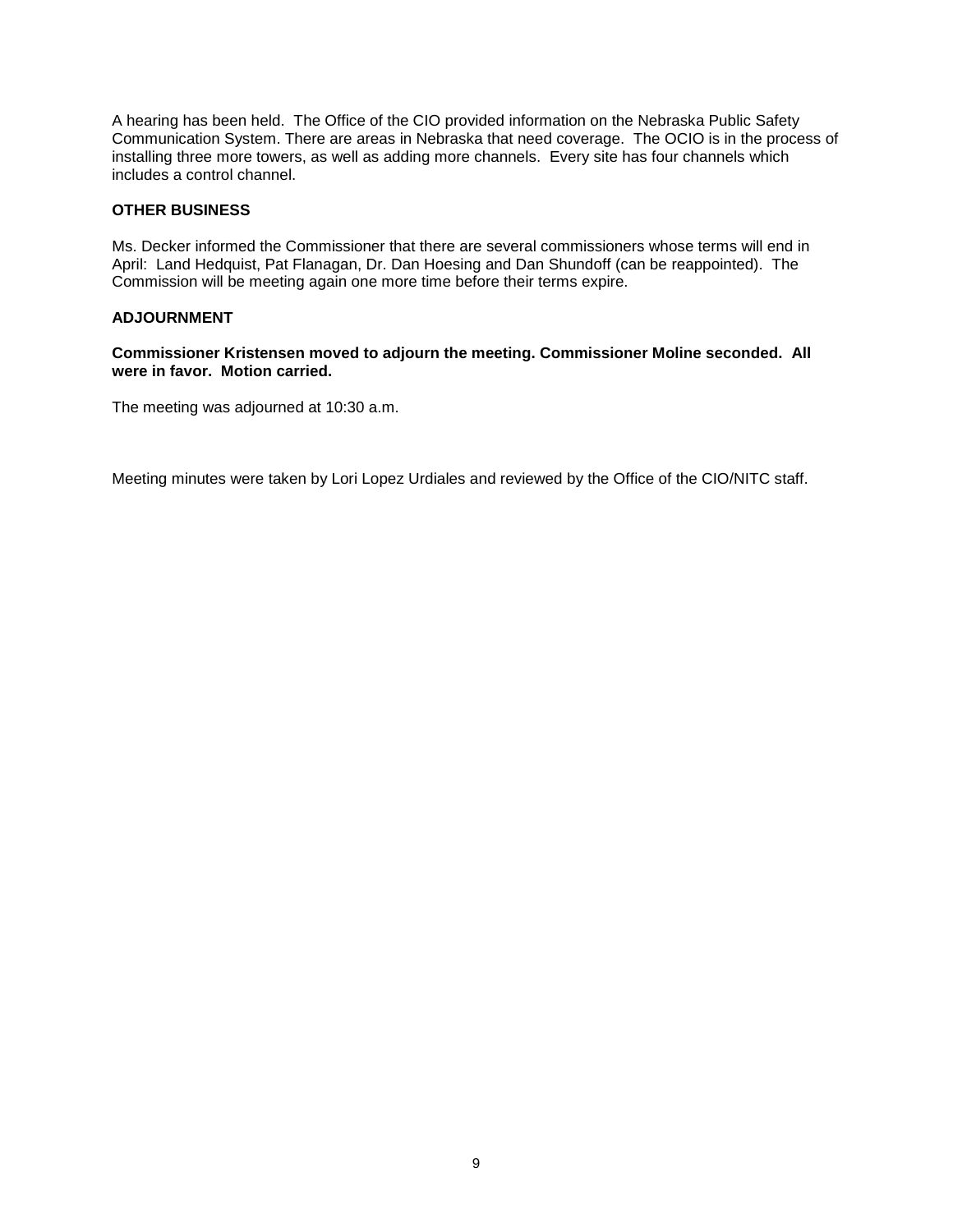A hearing has been held. The Office of the CIO provided information on the Nebraska Public Safety Communication System. There are areas in Nebraska that need coverage. The OCIO is in the process of installing three more towers, as well as adding more channels. Every site has four channels which includes a control channel.

**OTHER BUSINESS**

Ms. Decker informed the Commissioner that there are several commissioners whose terms will end in April: Land Hedquist, Pat Flanagan, Dr. Dan Hoesing and Dan Shundoff (can be reappointed). The Commission will be meeting again one more time before their terms expire.

**ADJOURNMENT**

**Commissioner Kristensen moved to adjourn the meeting. Commissioner Moline seconded. All were in favor. Motion carried.**

The meeting was adjourned at 10:30 a.m.

Meeting minutes were taken by Lori Lopez Urdiales and reviewed by the Office of the CIO/NITC staff.